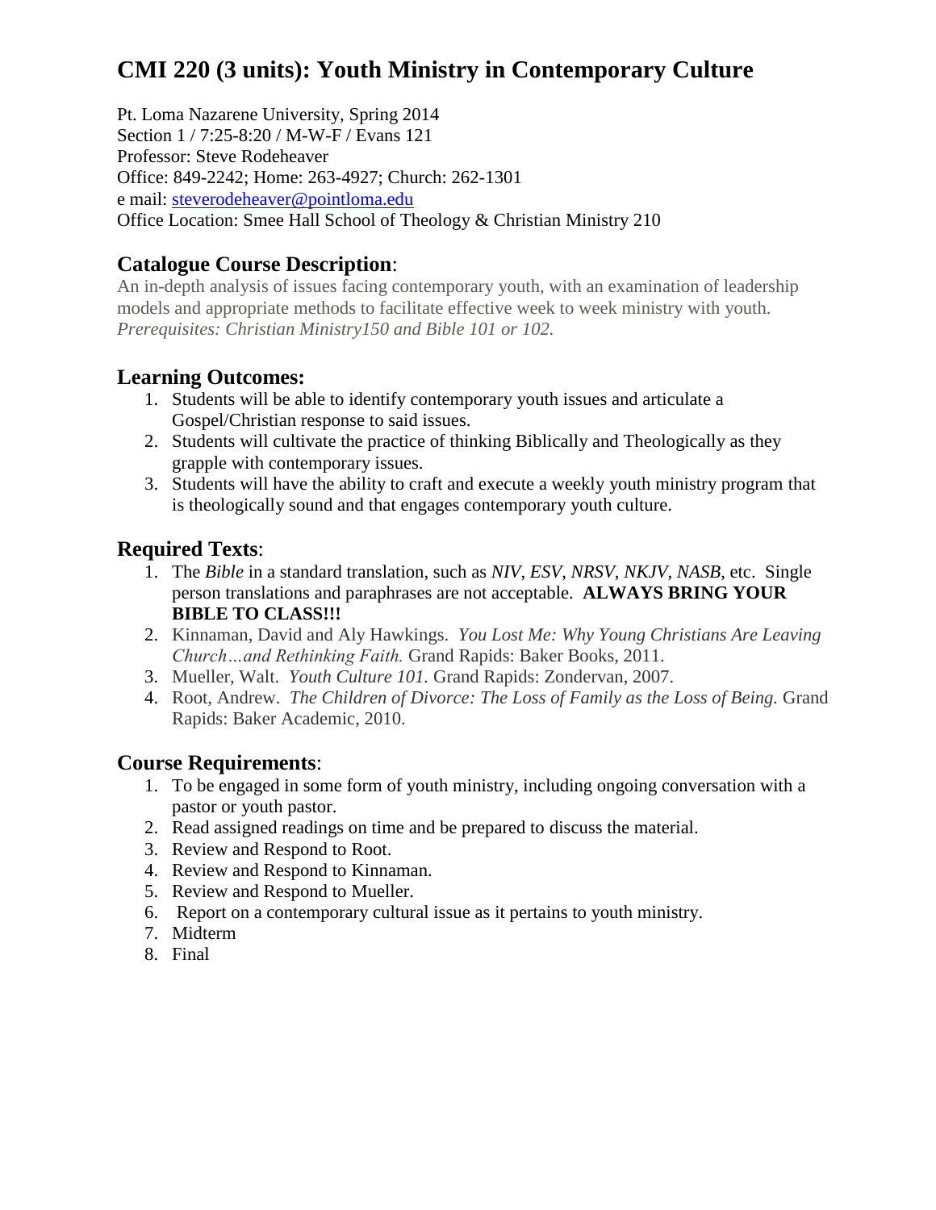# CMI 220 (3 units): Youth Ministry in Contemporary Culture

Pt. Loma Nazarene University, Spring 2014
Section 1 / 7:25-8:20 / M-W-F / Evans 121
Professor: Steve Rodeheaver
Office: 849-2242; Home: 263-4927; Church: 262-1301
e mail: steverodeheaver@pointloma.edu
Office Location: Smee Hall School of Theology & Christian Ministry 210

## Catalogue Course Description:

An in-depth analysis of issues facing contemporary youth, with an examination of leadership models and appropriate methods to facilitate effective week to week ministry with youth. *Prerequisites: Christian Ministry150 and Bible 101 or 102.*

## Learning Outcomes:

1. Students will be able to identify contemporary youth issues and articulate a Gospel/Christian response to said issues.
2. Students will cultivate the practice of thinking Biblically and Theologically as they grapple with contemporary issues.
3. Students will have the ability to craft and execute a weekly youth ministry program that is theologically sound and that engages contemporary youth culture.

## Required Texts:

1. The *Bible* in a standard translation, such as *NIV*, *ESV*, *NRSV*, *NKJV*, *NASB*, etc. Single person translations and paraphrases are not acceptable. **ALWAYS BRING YOUR BIBLE TO CLASS!!!**
2. Kinnaman, David and Aly Hawkings. *You Lost Me: Why Young Christians Are Leaving Church…and Rethinking Faith.* Grand Rapids: Baker Books, 2011.
3. Mueller, Walt. *Youth Culture 101.* Grand Rapids: Zondervan, 2007.
4. Root, Andrew. *The Children of Divorce: The Loss of Family as the Loss of Being.* Grand Rapids: Baker Academic, 2010.

## Course Requirements:

1. To be engaged in some form of youth ministry, including ongoing conversation with a pastor or youth pastor.
2. Read assigned readings on time and be prepared to discuss the material.
3. Review and Respond to Root.
4. Review and Respond to Kinnaman.
5. Review and Respond to Mueller.
6. Report on a contemporary cultural issue as it pertains to youth ministry.
7. Midterm
8. Final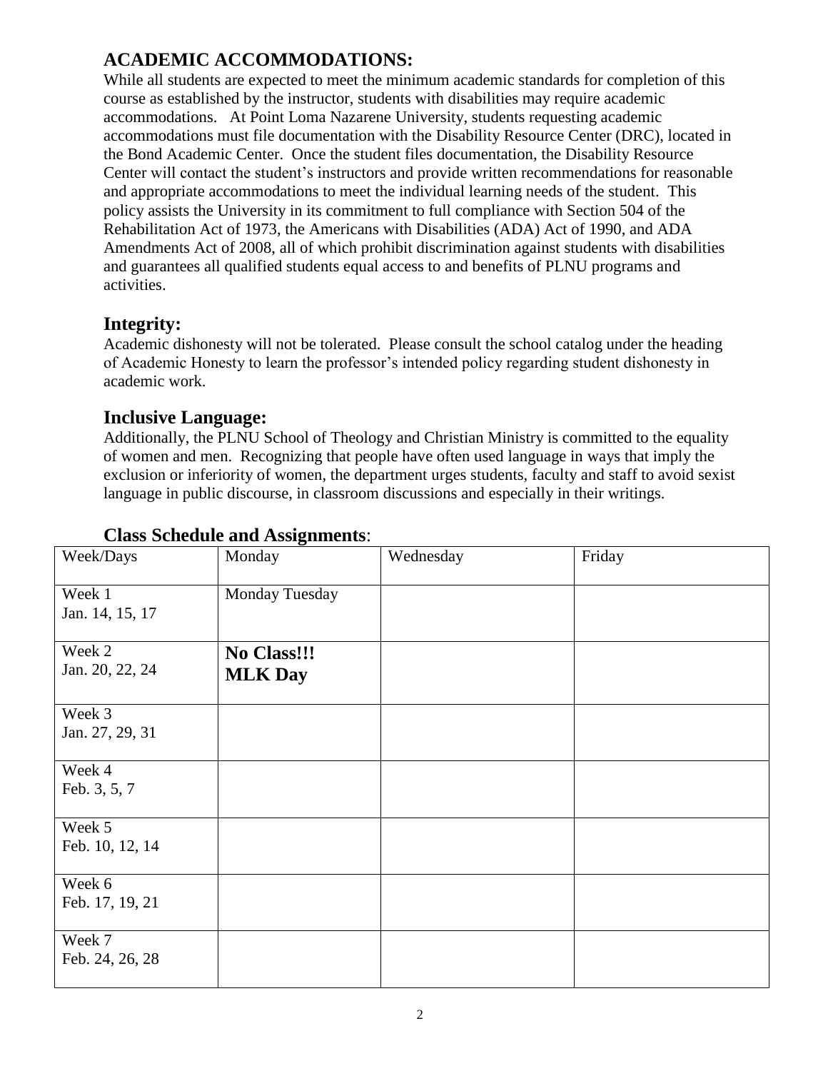## ACADEMIC ACCOMMODATIONS:

While all students are expected to meet the minimum academic standards for completion of this course as established by the instructor, students with disabilities may require academic accommodations. At Point Loma Nazarene University, students requesting academic accommodations must file documentation with the Disability Resource Center (DRC), located in the Bond Academic Center. Once the student files documentation, the Disability Resource Center will contact the student's instructors and provide written recommendations for reasonable and appropriate accommodations to meet the individual learning needs of the student. This policy assists the University in its commitment to full compliance with Section 504 of the Rehabilitation Act of 1973, the Americans with Disabilities (ADA) Act of 1990, and ADA Amendments Act of 2008, all of which prohibit discrimination against students with disabilities and guarantees all qualified students equal access to and benefits of PLNU programs and activities.

## Integrity:

Academic dishonesty will not be tolerated. Please consult the school catalog under the heading of Academic Honesty to learn the professor's intended policy regarding student dishonesty in academic work.

## Inclusive Language:

Additionally, the PLNU School of Theology and Christian Ministry is committed to the equality of women and men. Recognizing that people have often used language in ways that imply the exclusion or inferiority of women, the department urges students, faculty and staff to avoid sexist language in public discourse, in classroom discussions and especially in their writings.

### Class Schedule and Assignments:

| Week/Days | Monday | Wednesday | Friday |
|---|---|---|---|
| Week 1<br>Jan. 14, 15, 17 | Monday Tuesday | | |
| Week 2<br>Jan. 20, 22, 24 | **No Class!!!<br>MLK Day** | | |
| Week 3<br>Jan. 27, 29, 31 | | | |
| Week 4<br>Feb. 3, 5, 7 | | | |
| Week 5<br>Feb. 10, 12, 14 | | | |
| Week 6<br>Feb. 17, 19, 21 | | | |
| Week 7<br>Feb. 24, 26, 28 | | | |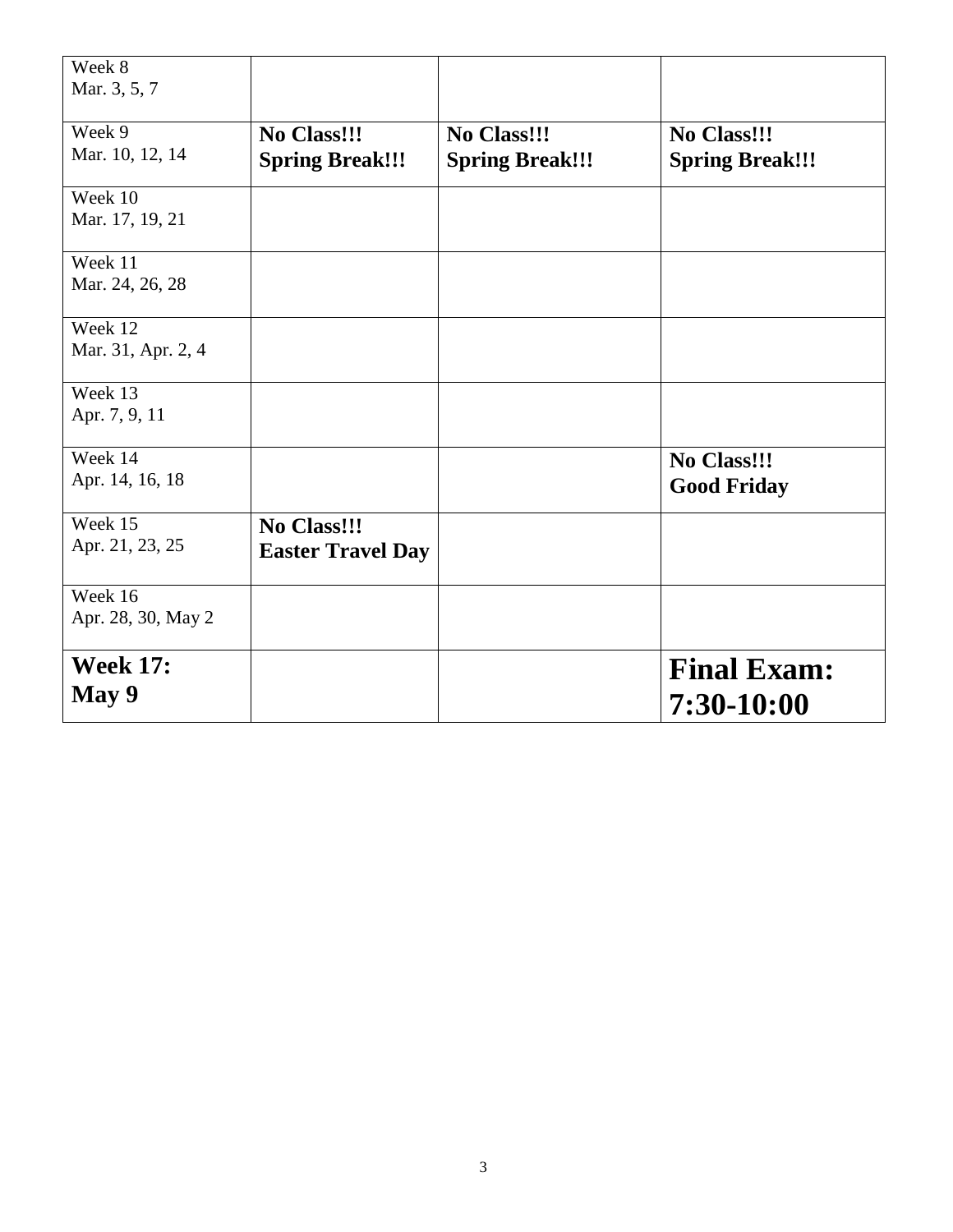| | | | |
|---|---|---|---|
| Week 8<br>Mar. 3, 5, 7 | | | |
| Week 9<br>Mar. 10, 12, 14 | **No Class!!!<br>Spring Break!!!** | **No Class!!!<br>Spring Break!!!** | **No Class!!!<br>Spring Break!!!** |
| Week 10<br>Mar. 17, 19, 21 | | | |
| Week 11<br>Mar. 24, 26, 28 | | | |
| Week 12<br>Mar. 31, Apr. 2, 4 | | | |
| Week 13<br>Apr. 7, 9, 11 | | | |
| Week 14<br>Apr. 14, 16, 18 | | | **No Class!!!<br>Good Friday** |
| Week 15<br>Apr. 21, 23, 25 | **No Class!!!<br>Easter Travel Day** | | |
| Week 16<br>Apr. 28, 30, May 2 | | | |
| **Week 17:<br>May 9** | | | **Final Exam:<br>7:30-10:00** |